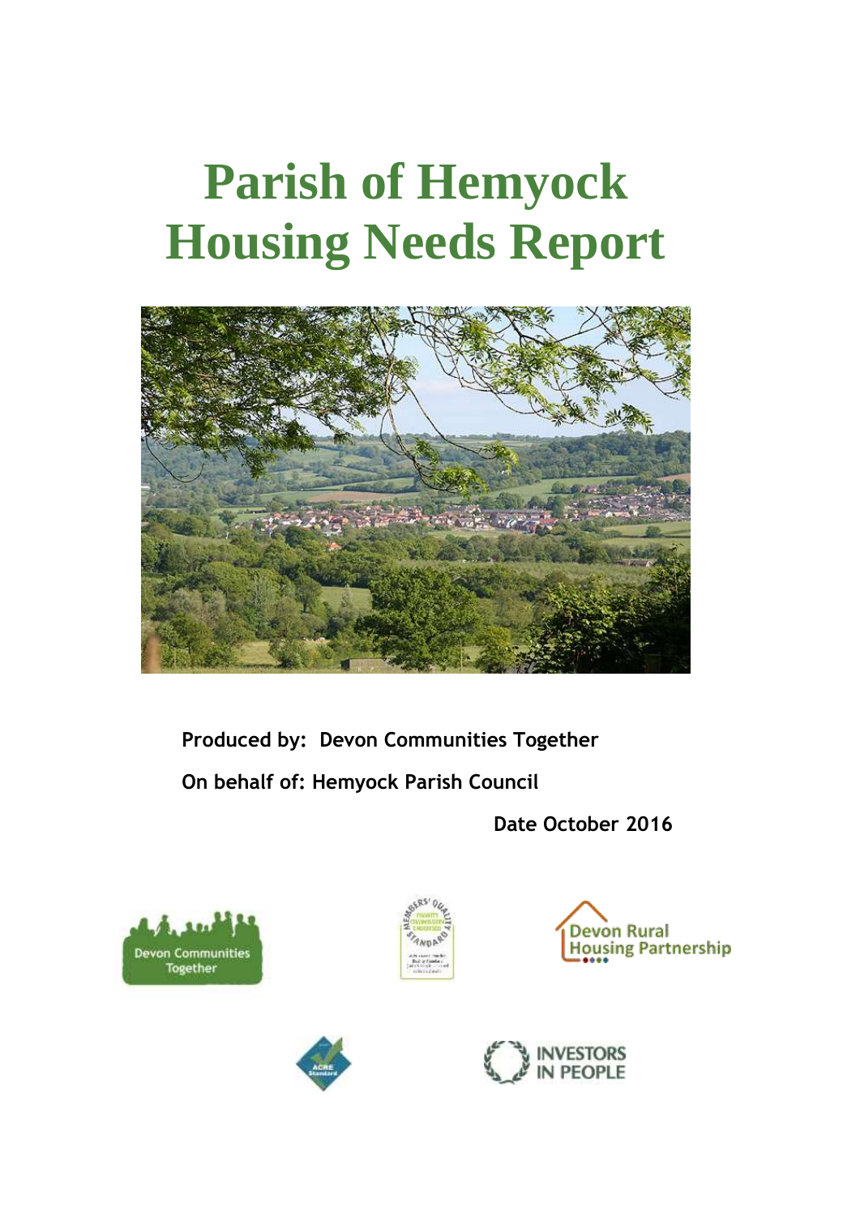# Parish of Hemyock Housing Needs Report

**Produced by: Devon Communities Together**

**On behalf of: Hemyock Parish Council**

**Date October 2016**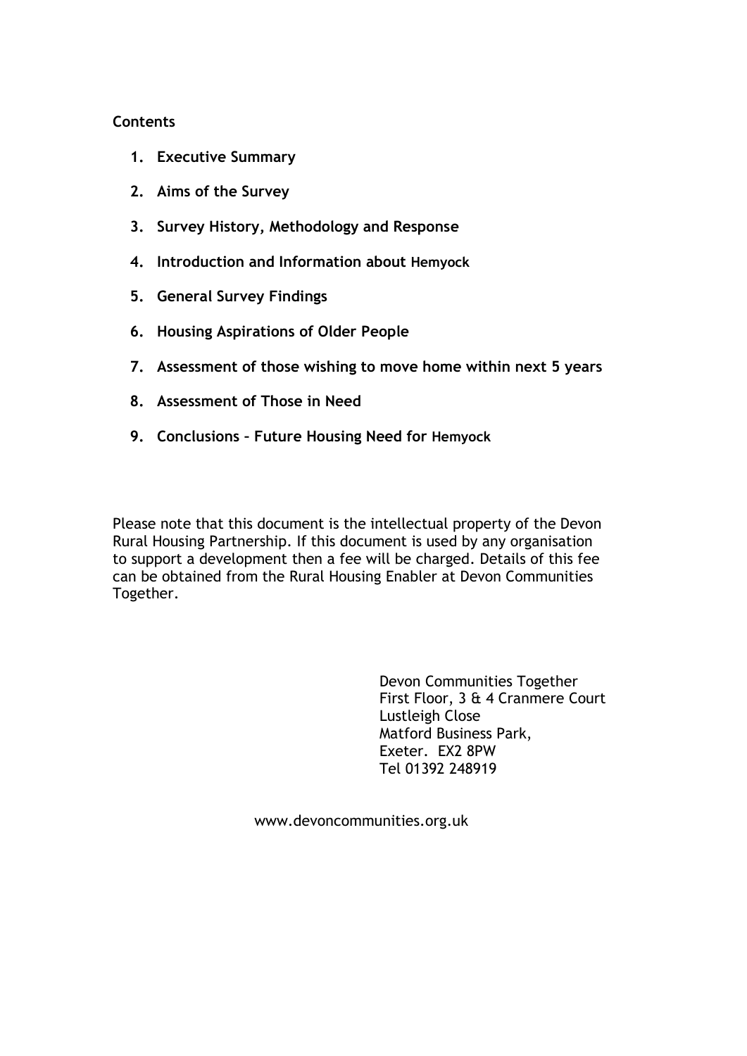**Contents**

1. **Executive Summary**
2. **Aims of the Survey**
3. **Survey History, Methodology and Response**
4. **Introduction and Information about Hemyock**
5. **General Survey Findings**
6. **Housing Aspirations of Older People**
7. **Assessment of those wishing to move home within next 5 years**
8. **Assessment of Those in Need**
9. **Conclusions – Future Housing Need for Hemyock**

Please note that this document is the intellectual property of the Devon Rural Housing Partnership. If this document is used by any organisation to support a development then a fee will be charged. Details of this fee can be obtained from the Rural Housing Enabler at Devon Communities Together.

Devon Communities Together
First Floor, 3 & 4 Cranmere Court
Lustleigh Close
Matford Business Park,
Exeter. EX2 8PW
Tel 01392 248919

www.devoncommunities.org.uk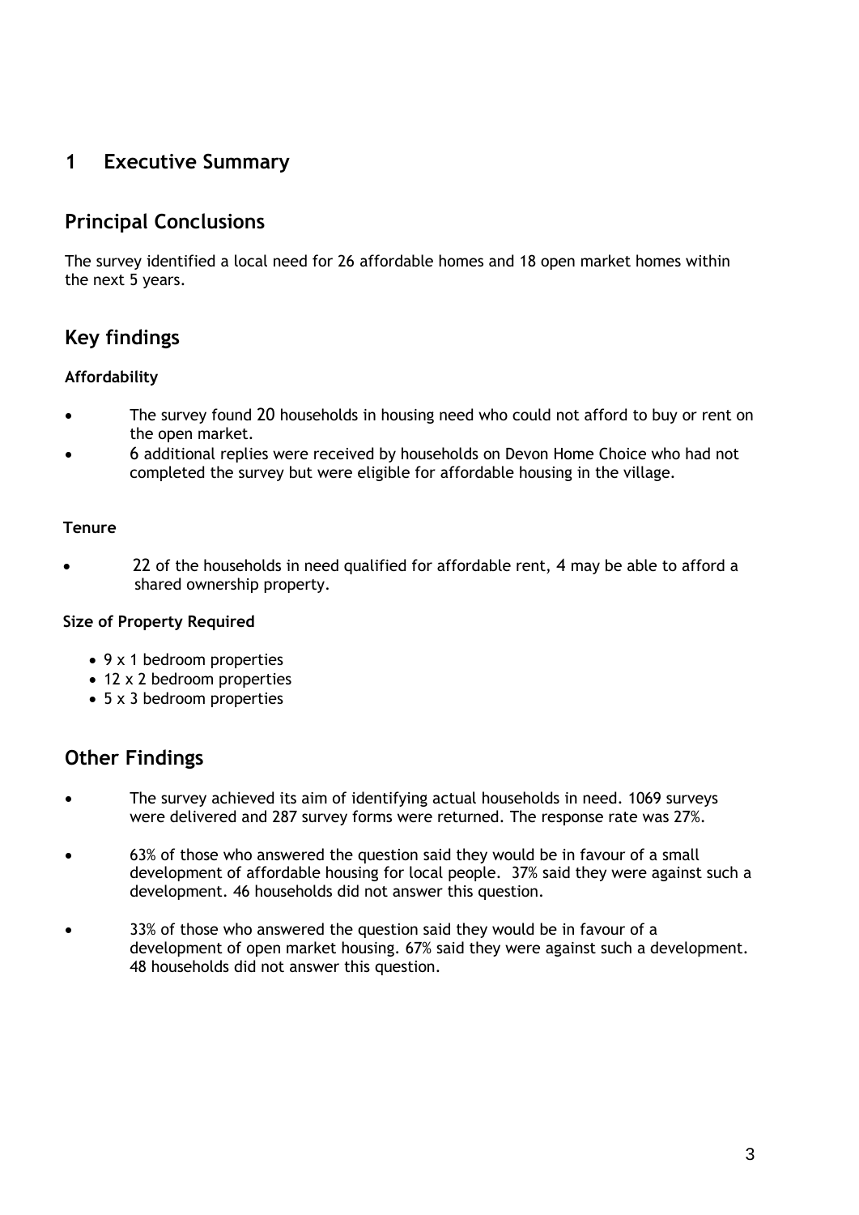# 1 Executive Summary

## Principal Conclusions

The survey identified a local need for 26 affordable homes and 18 open market homes within the next 5 years.

## Key findings

### Affordability

- The survey found 20 households in housing need who could not afford to buy or rent on the open market.
- 6 additional replies were received by households on Devon Home Choice who had not completed the survey but were eligible for affordable housing in the village.

### Tenure

- 22 of the households in need qualified for affordable rent, 4 may be able to afford a shared ownership property.

### Size of Property Required

- 9 x 1 bedroom properties
- 12 x 2 bedroom properties
- 5 x 3 bedroom properties

## Other Findings

- The survey achieved its aim of identifying actual households in need. 1069 surveys were delivered and 287 survey forms were returned. The response rate was 27%.
- 63% of those who answered the question said they would be in favour of a small development of affordable housing for local people. 37% said they were against such a development. 46 households did not answer this question.
- 33% of those who answered the question said they would be in favour of a development of open market housing. 67% said they were against such a development. 48 households did not answer this question.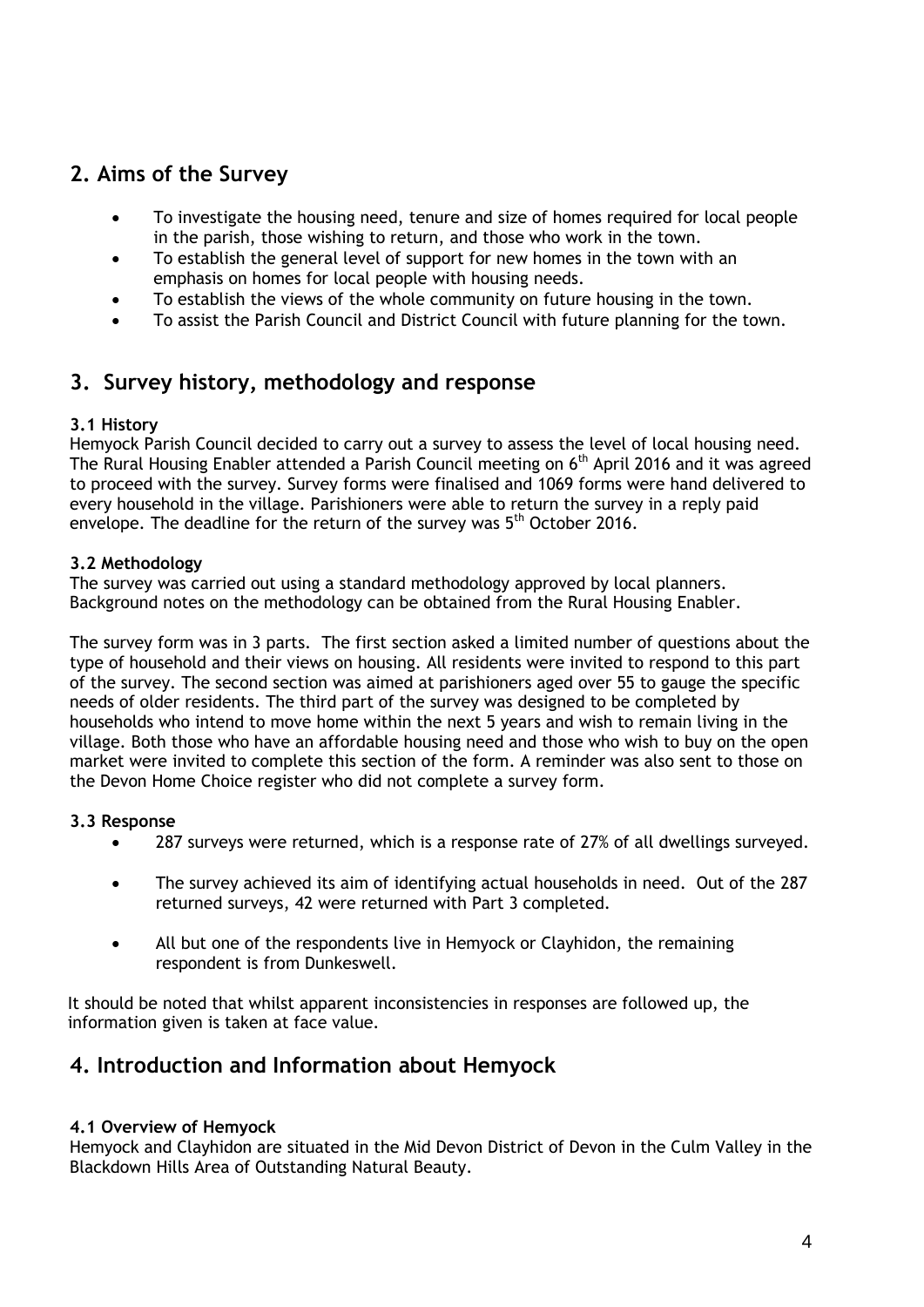## 2. Aims of the Survey

- To investigate the housing need, tenure and size of homes required for local people in the parish, those wishing to return, and those who work in the town.
- To establish the general level of support for new homes in the town with an emphasis on homes for local people with housing needs.
- To establish the views of the whole community on future housing in the town.
- To assist the Parish Council and District Council with future planning for the town.

## 3. Survey history, methodology and response

### 3.1 History

Hemyock Parish Council decided to carry out a survey to assess the level of local housing need. The Rural Housing Enabler attended a Parish Council meeting on 6th April 2016 and it was agreed to proceed with the survey. Survey forms were finalised and 1069 forms were hand delivered to every household in the village. Parishioners were able to return the survey in a reply paid envelope. The deadline for the return of the survey was 5th October 2016.

### 3.2 Methodology

The survey was carried out using a standard methodology approved by local planners. Background notes on the methodology can be obtained from the Rural Housing Enabler.

The survey form was in 3 parts. The first section asked a limited number of questions about the type of household and their views on housing. All residents were invited to respond to this part of the survey. The second section was aimed at parishioners aged over 55 to gauge the specific needs of older residents. The third part of the survey was designed to be completed by households who intend to move home within the next 5 years and wish to remain living in the village. Both those who have an affordable housing need and those who wish to buy on the open market were invited to complete this section of the form. A reminder was also sent to those on the Devon Home Choice register who did not complete a survey form.

### 3.3 Response

- 287 surveys were returned, which is a response rate of 27% of all dwellings surveyed.
- The survey achieved its aim of identifying actual households in need. Out of the 287 returned surveys, 42 were returned with Part 3 completed.
- All but one of the respondents live in Hemyock or Clayhidon, the remaining respondent is from Dunkeswell.

It should be noted that whilst apparent inconsistencies in responses are followed up, the information given is taken at face value.

## 4. Introduction and Information about Hemyock

### 4.1 Overview of Hemyock

Hemyock and Clayhidon are situated in the Mid Devon District of Devon in the Culm Valley in the Blackdown Hills Area of Outstanding Natural Beauty.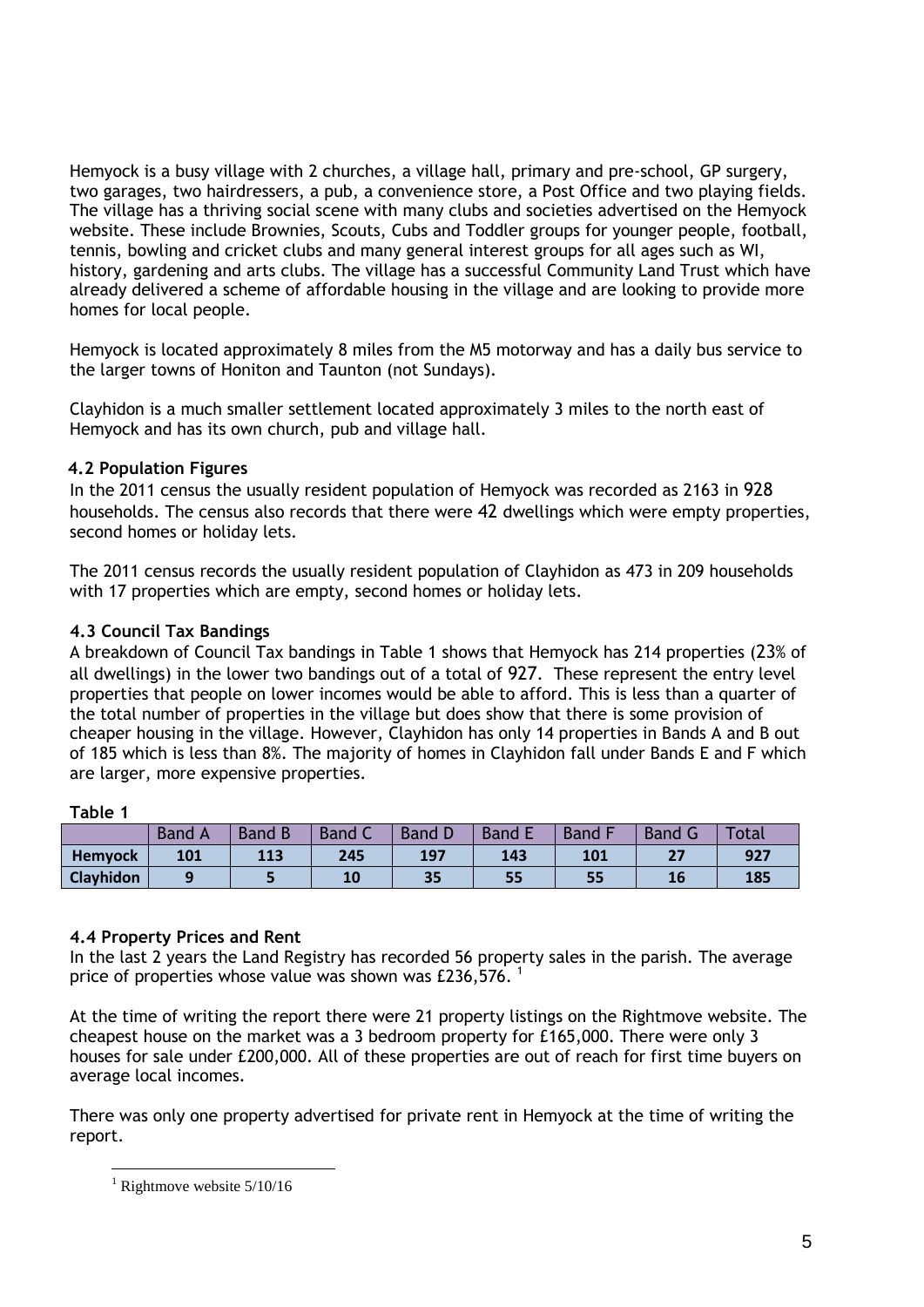Hemyock is a busy village with 2 churches, a village hall, primary and pre-school, GP surgery, two garages, two hairdressers, a pub, a convenience store, a Post Office and two playing fields. The village has a thriving social scene with many clubs and societies advertised on the Hemyock website. These include Brownies, Scouts, Cubs and Toddler groups for younger people, football, tennis, bowling and cricket clubs and many general interest groups for all ages such as WI, history, gardening and arts clubs. The village has a successful Community Land Trust which have already delivered a scheme of affordable housing in the village and are looking to provide more homes for local people.

Hemyock is located approximately 8 miles from the M5 motorway and has a daily bus service to the larger towns of Honiton and Taunton (not Sundays).

Clayhidon is a much smaller settlement located approximately 3 miles to the north east of Hemyock and has its own church, pub and village hall.

### 4.2 Population Figures

In the 2011 census the usually resident population of Hemyock was recorded as 2163 in 928 households. The census also records that there were 42 dwellings which were empty properties, second homes or holiday lets.

The 2011 census records the usually resident population of Clayhidon as 473 in 209 households with 17 properties which are empty, second homes or holiday lets.

### 4.3 Council Tax Bandings

A breakdown of Council Tax bandings in Table 1 shows that Hemyock has 214 properties (23% of all dwellings) in the lower two bandings out of a total of 927. These represent the entry level properties that people on lower incomes would be able to afford. This is less than a quarter of the total number of properties in the village but does show that there is some provision of cheaper housing in the village. However, Clayhidon has only 14 properties in Bands A and B out of 185 which is less than 8%. The majority of homes in Clayhidon fall under Bands E and F which are larger, more expensive properties.

**Table 1**

| | Band A | Band B | Band C | Band D | Band E | Band F | Band G | Total |
|---|---|---|---|---|---|---|---|---|
| **Hemyock** | **101** | **113** | **245** | **197** | **143** | **101** | **27** | **927** |
| **Clayhidon** | **9** | **5** | **10** | **35** | **55** | **55** | **16** | **185** |

### 4.4 Property Prices and Rent

In the last 2 years the Land Registry has recorded 56 property sales in the parish. The average price of properties whose value was shown was £236,576. [1]

At the time of writing the report there were 21 property listings on the Rightmove website. The cheapest house on the market was a 3 bedroom property for £165,000. There were only 3 houses for sale under £200,000. All of these properties are out of reach for first time buyers on average local incomes.

There was only one property advertised for private rent in Hemyock at the time of writing the report.

[1] Rightmove website 5/10/16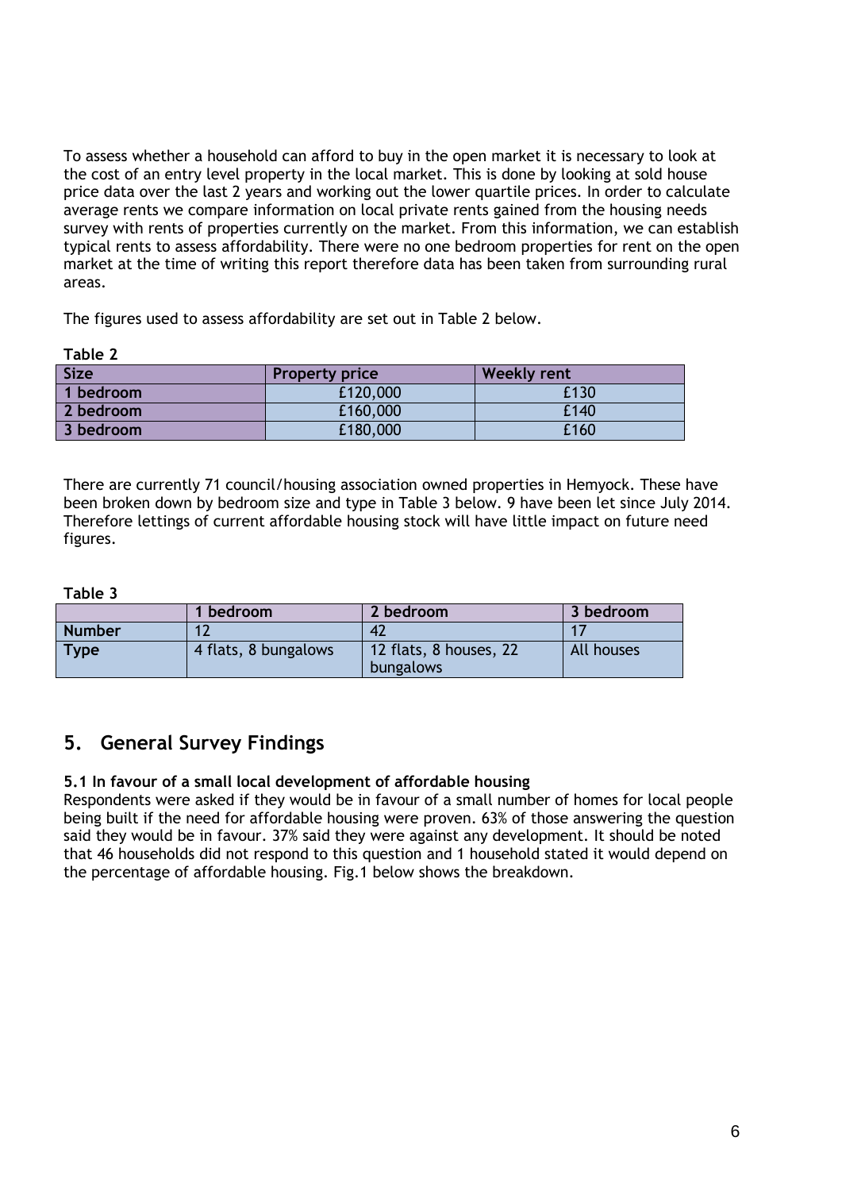To assess whether a household can afford to buy in the open market it is necessary to look at the cost of an entry level property in the local market. This is done by looking at sold house price data over the last 2 years and working out the lower quartile prices. In order to calculate average rents we compare information on local private rents gained from the housing needs survey with rents of properties currently on the market. From this information, we can establish typical rents to assess affordability. There were no one bedroom properties for rent on the open market at the time of writing this report therefore data has been taken from surrounding rural areas.

The figures used to assess affordability are set out in Table 2 below.

**Table 2**

| Size | Property price | Weekly rent |
|---|---|---|
| 1 bedroom | £120,000 | £130 |
| 2 bedroom | £160,000 | £140 |
| 3 bedroom | £180,000 | £160 |

There are currently 71 council/housing association owned properties in Hemyock. These have been broken down by bedroom size and type in Table 3 below. 9 have been let since July 2014. Therefore lettings of current affordable housing stock will have little impact on future need figures.

**Table 3**

| | 1 bedroom | 2 bedroom | 3 bedroom |
|---|---|---|---|
| **Number** | 12 | 42 | 17 |
| **Type** | 4 flats, 8 bungalows | 12 flats, 8 houses, 22 bungalows | All houses |

## 5. General Survey Findings

**5.1 In favour of a small local development of affordable housing**

Respondents were asked if they would be in favour of a small number of homes for local people being built if the need for affordable housing were proven. 63% of those answering the question said they would be in favour. 37% said they were against any development. It should be noted that 46 households did not respond to this question and 1 household stated it would depend on the percentage of affordable housing. Fig.1 below shows the breakdown.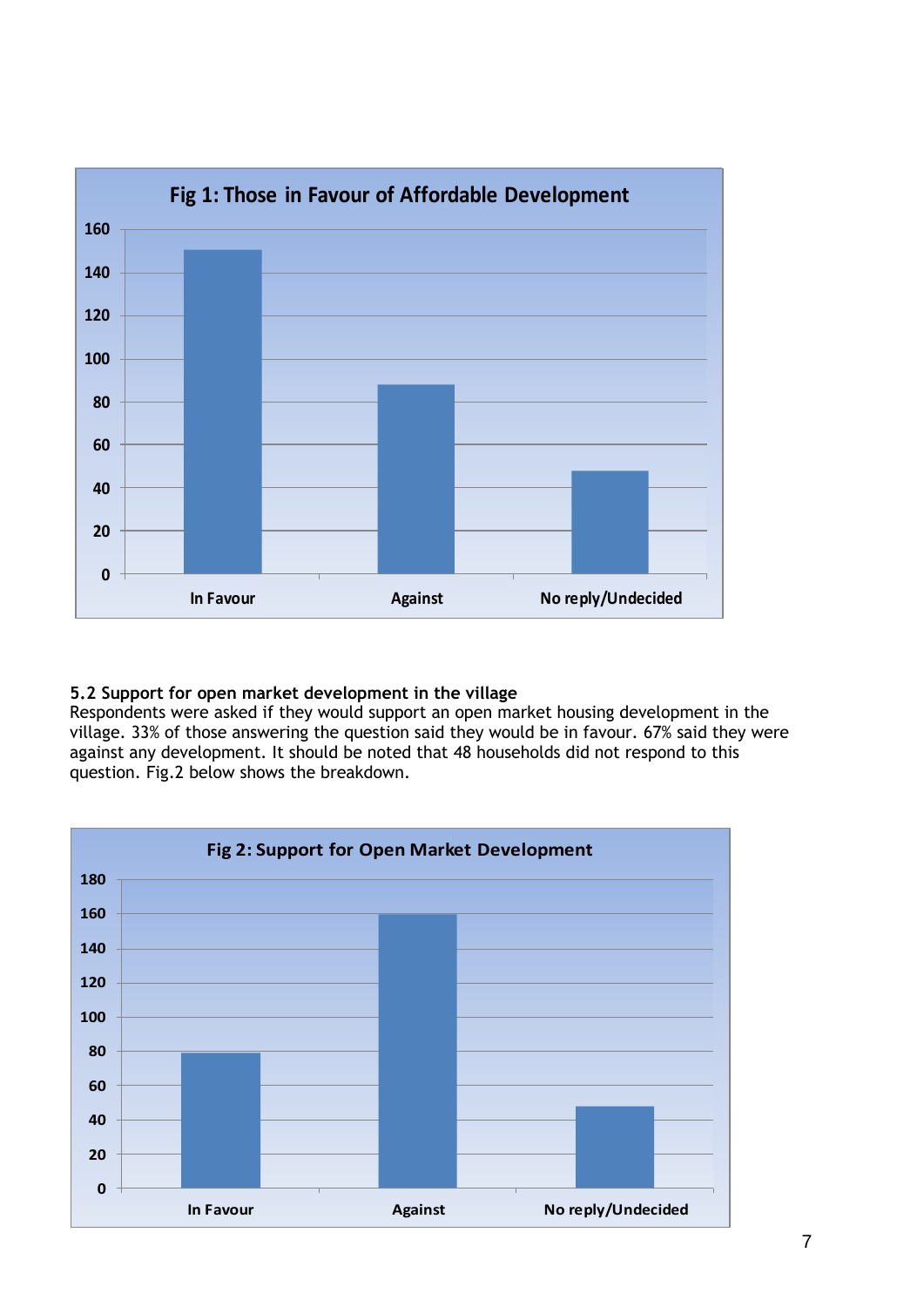**Fig 1: Those in Favour of Affordable Development**

| Category | Value |
|---|---|
| In Favour | ~150 |
| Against | ~88 |
| No reply/Undecided | ~48 |

### 5.2 Support for open market development in the village

Respondents were asked if they would support an open market housing development in the village. 33% of those answering the question said they would be in favour. 67% said they were against any development. It should be noted that 48 households did not respond to this question. Fig.2 below shows the breakdown.

**Fig 2: Support for Open Market Development**

| Category | Value |
|---|---|
| In Favour | ~79 |
| Against | ~160 |
| No reply/Undecided | ~48 |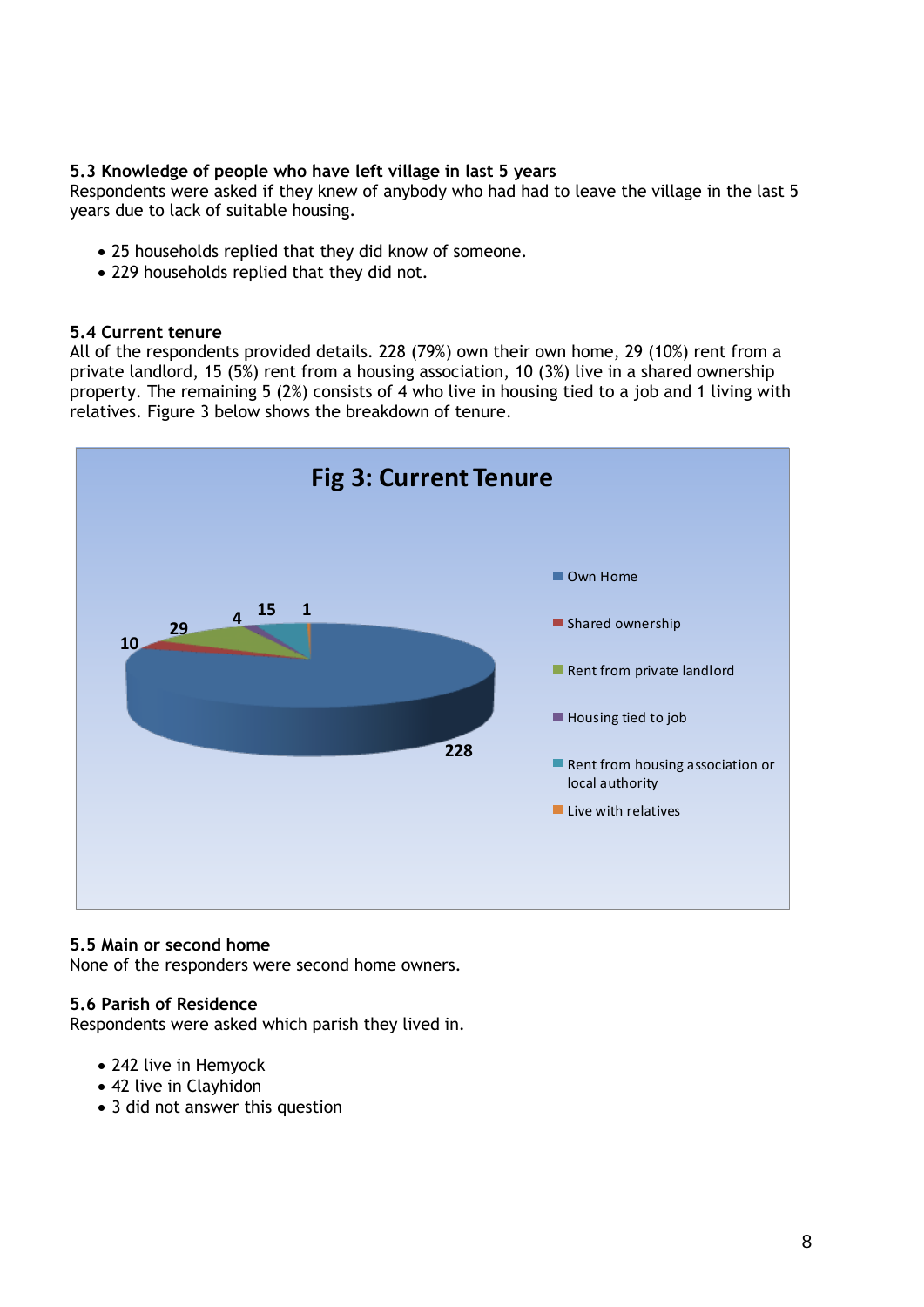### 5.3 Knowledge of people who have left village in last 5 years

Respondents were asked if they knew of anybody who had had to leave the village in the last 5 years due to lack of suitable housing.

- 25 households replied that they did know of someone.
- 229 households replied that they did not.

### 5.4 Current tenure

All of the respondents provided details. 228 (79%) own their own home, 29 (10%) rent from a private landlord, 15 (5%) rent from a housing association, 10 (3%) live in a shared ownership property. The remaining 5 (2%) consists of 4 who live in housing tied to a job and 1 living with relatives. Figure 3 below shows the breakdown of tenure.

**Fig 3: Current Tenure**

| Tenure | Number |
|---|---|
| Own Home | 228 |
| Shared ownership | 10 |
| Rent from private landlord | 29 |
| Housing tied to job | 4 |
| Rent from housing association or local authority | 15 |
| Live with relatives | 1 |

### 5.5 Main or second home

None of the responders were second home owners.

### 5.6 Parish of Residence

Respondents were asked which parish they lived in.

- 242 live in Hemyock
- 42 live in Clayhidon
- 3 did not answer this question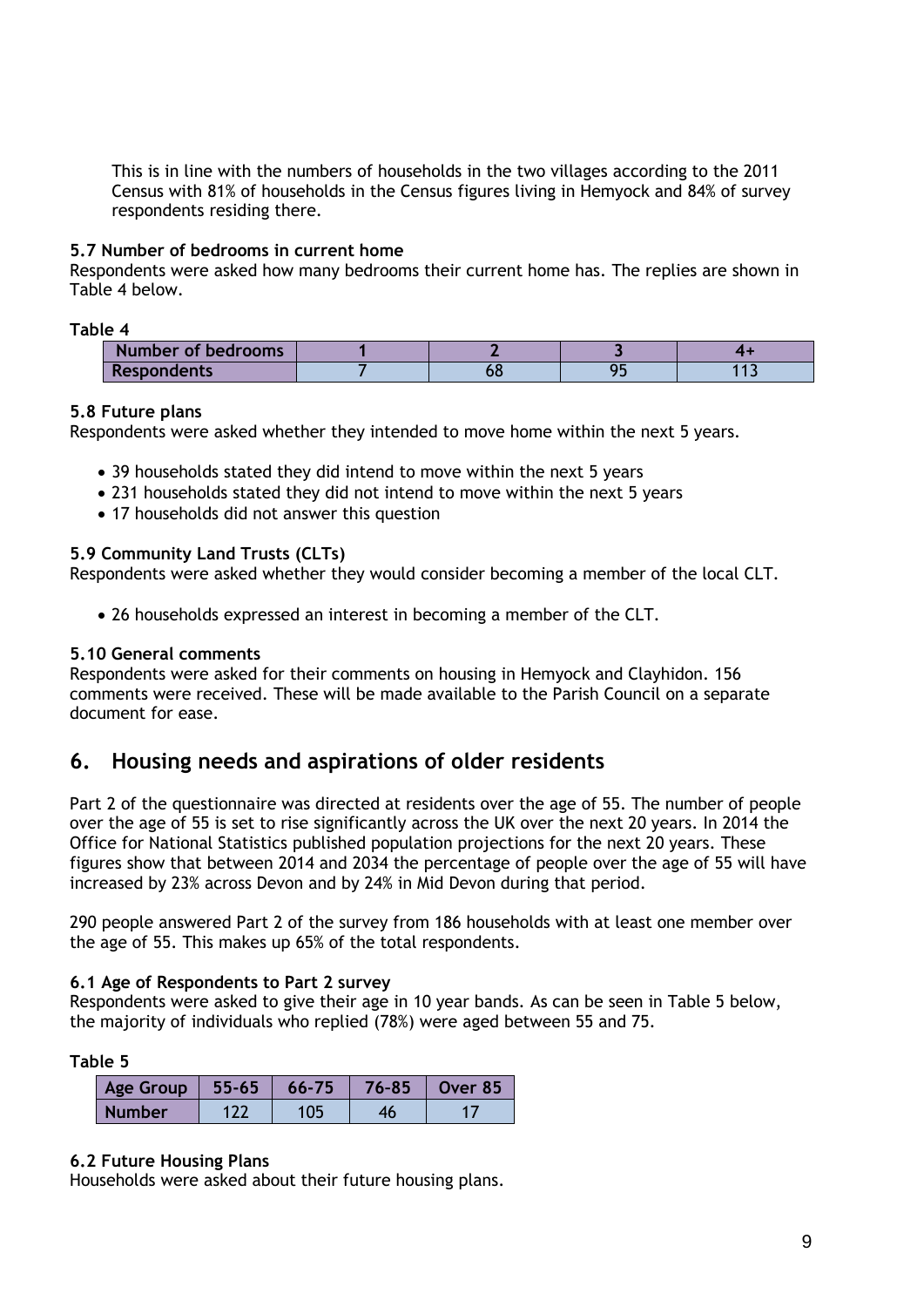This is in line with the numbers of households in the two villages according to the 2011 Census with 81% of households in the Census figures living in Hemyock and 84% of survey respondents residing there.

### 5.7 Number of bedrooms in current home

Respondents were asked how many bedrooms their current home has. The replies are shown in Table 4 below.

**Table 4**

| Number of bedrooms | 1 | 2 | 3 | 4+ |
|---|---|---|---|---|
| Respondents | 7 | 68 | 95 | 113 |

### 5.8 Future plans

Respondents were asked whether they intended to move home within the next 5 years.

- 39 households stated they did intend to move within the next 5 years
- 231 households stated they did not intend to move within the next 5 years
- 17 households did not answer this question

### 5.9 Community Land Trusts (CLTs)

Respondents were asked whether they would consider becoming a member of the local CLT.

- 26 households expressed an interest in becoming a member of the CLT.

### 5.10 General comments

Respondents were asked for their comments on housing in Hemyock and Clayhidon. 156 comments were received. These will be made available to the Parish Council on a separate document for ease.

## 6. Housing needs and aspirations of older residents

Part 2 of the questionnaire was directed at residents over the age of 55. The number of people over the age of 55 is set to rise significantly across the UK over the next 20 years. In 2014 the Office for National Statistics published population projections for the next 20 years. These figures show that between 2014 and 2034 the percentage of people over the age of 55 will have increased by 23% across Devon and by 24% in Mid Devon during that period.

290 people answered Part 2 of the survey from 186 households with at least one member over the age of 55. This makes up 65% of the total respondents.

### 6.1 Age of Respondents to Part 2 survey

Respondents were asked to give their age in 10 year bands. As can be seen in Table 5 below, the majority of individuals who replied (78%) were aged between 55 and 75.

**Table 5**

| Age Group | 55-65 | 66-75 | 76-85 | Over 85 |
|---|---|---|---|---|
| Number | 122 | 105 | 46 | 17 |

### 6.2 Future Housing Plans

Households were asked about their future housing plans.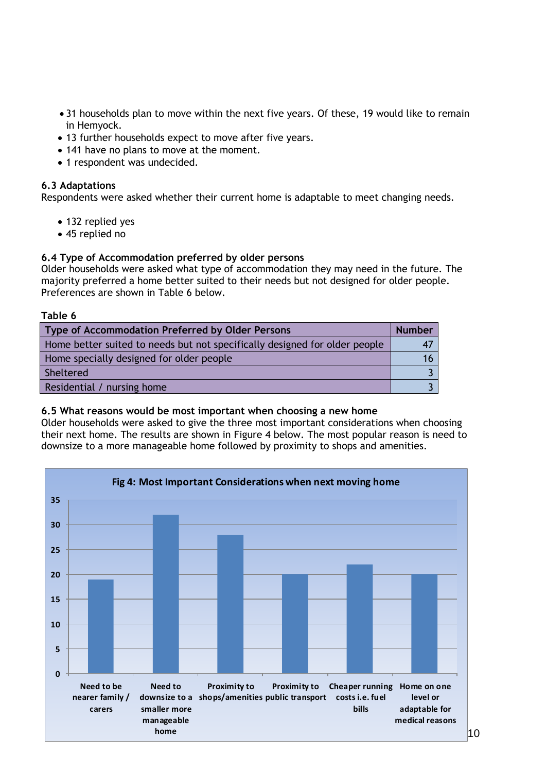- 31 households plan to move within the next five years. Of these, 19 would like to remain in Hemyock.
- 13 further households expect to move after five years.
- 141 have no plans to move at the moment.
- 1 respondent was undecided.

### 6.3 Adaptations

Respondents were asked whether their current home is adaptable to meet changing needs.

- 132 replied yes
- 45 replied no

### 6.4 Type of Accommodation preferred by older persons

Older households were asked what type of accommodation they may need in the future. The majority preferred a home better suited to their needs but not designed for older people. Preferences are shown in Table 6 below.

**Table 6**

| Type of Accommodation Preferred by Older Persons | Number |
|---|---|
| Home better suited to needs but not specifically designed for older people | 47 |
| Home specially designed for older people | 16 |
| Sheltered | 3 |
| Residential / nursing home | 3 |

### 6.5 What reasons would be most important when choosing a new home

Older households were asked to give the three most important considerations when choosing their next home. The results are shown in Figure 4 below. The most popular reason is need to downsize to a more manageable home followed by proximity to shops and amenities.

**Fig 4: Most Important Considerations when next moving home**

| Consideration | Value |
|---|---|
| Need to be nearer family / carers | 19 |
| Need to downsize to a smaller more manageable home | 32 |
| Proximity to shops/amenities | 28 |
| Proximity to public transport | 20 |
| Cheaper running costs i.e. fuel bills | 22 |
| Home on one level or adaptable for medical reasons | 20 |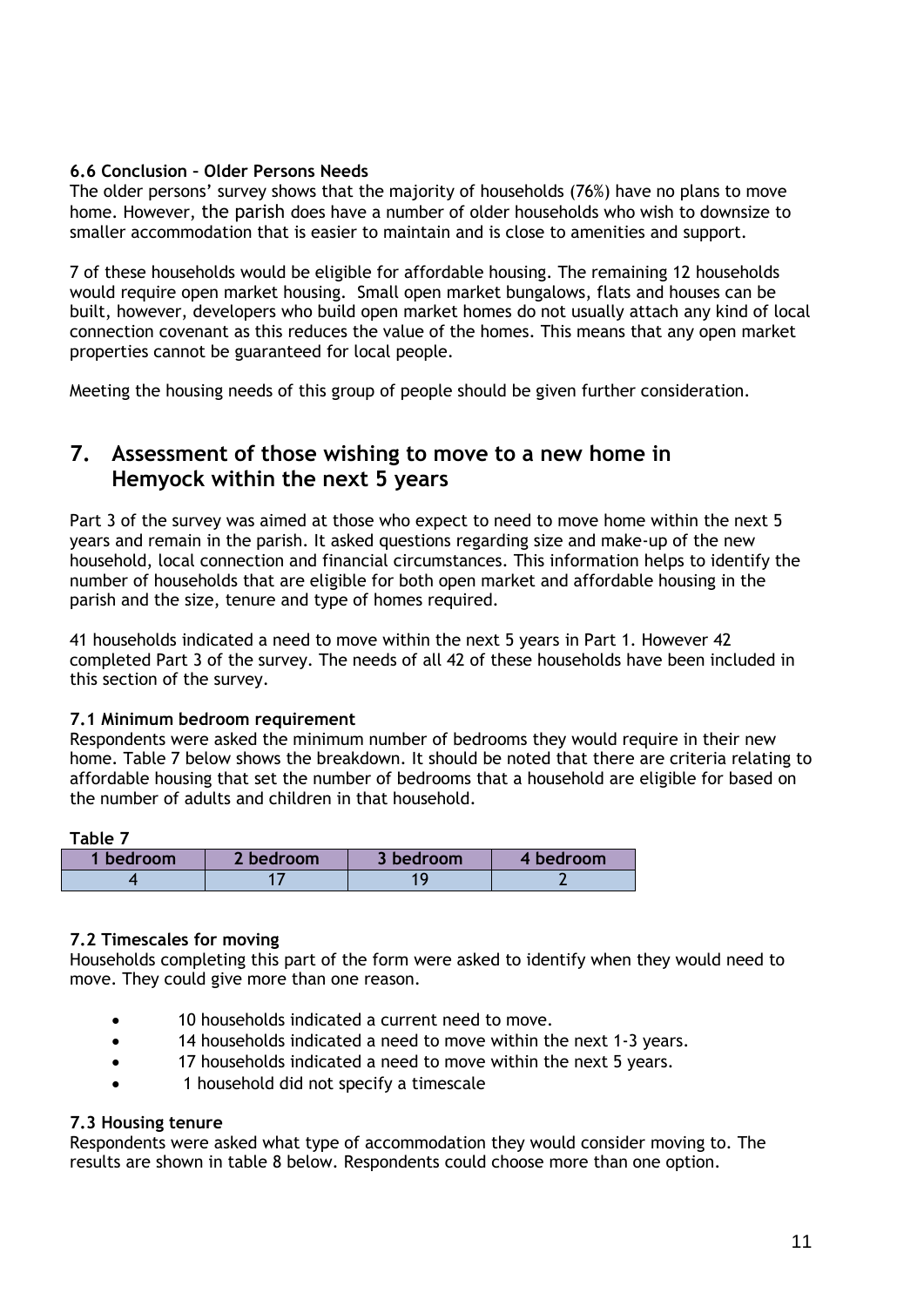### 6.6 Conclusion – Older Persons Needs

The older persons' survey shows that the majority of households (76%) have no plans to move home. However, the parish does have a number of older households who wish to downsize to smaller accommodation that is easier to maintain and is close to amenities and support.

7 of these households would be eligible for affordable housing. The remaining 12 households would require open market housing. Small open market bungalows, flats and houses can be built, however, developers who build open market homes do not usually attach any kind of local connection covenant as this reduces the value of the homes. This means that any open market properties cannot be guaranteed for local people.

Meeting the housing needs of this group of people should be given further consideration.

## 7. Assessment of those wishing to move to a new home in Hemyock within the next 5 years

Part 3 of the survey was aimed at those who expect to need to move home within the next 5 years and remain in the parish. It asked questions regarding size and make-up of the new household, local connection and financial circumstances. This information helps to identify the number of households that are eligible for both open market and affordable housing in the parish and the size, tenure and type of homes required.

41 households indicated a need to move within the next 5 years in Part 1. However 42 completed Part 3 of the survey. The needs of all 42 of these households have been included in this section of the survey.

### 7.1 Minimum bedroom requirement

Respondents were asked the minimum number of bedrooms they would require in their new home. Table 7 below shows the breakdown. It should be noted that there are criteria relating to affordable housing that set the number of bedrooms that a household are eligible for based on the number of adults and children in that household.

**Table 7**

| 1 bedroom | 2 bedroom | 3 bedroom | 4 bedroom |
|---|---|---|---|
| 4 | 17 | 19 | 2 |

### 7.2 Timescales for moving

Households completing this part of the form were asked to identify when they would need to move. They could give more than one reason.

- 10 households indicated a current need to move.
- 14 households indicated a need to move within the next 1-3 years.
- 17 households indicated a need to move within the next 5 years.
- 1 household did not specify a timescale

### 7.3 Housing tenure

Respondents were asked what type of accommodation they would consider moving to. The results are shown in table 8 below. Respondents could choose more than one option.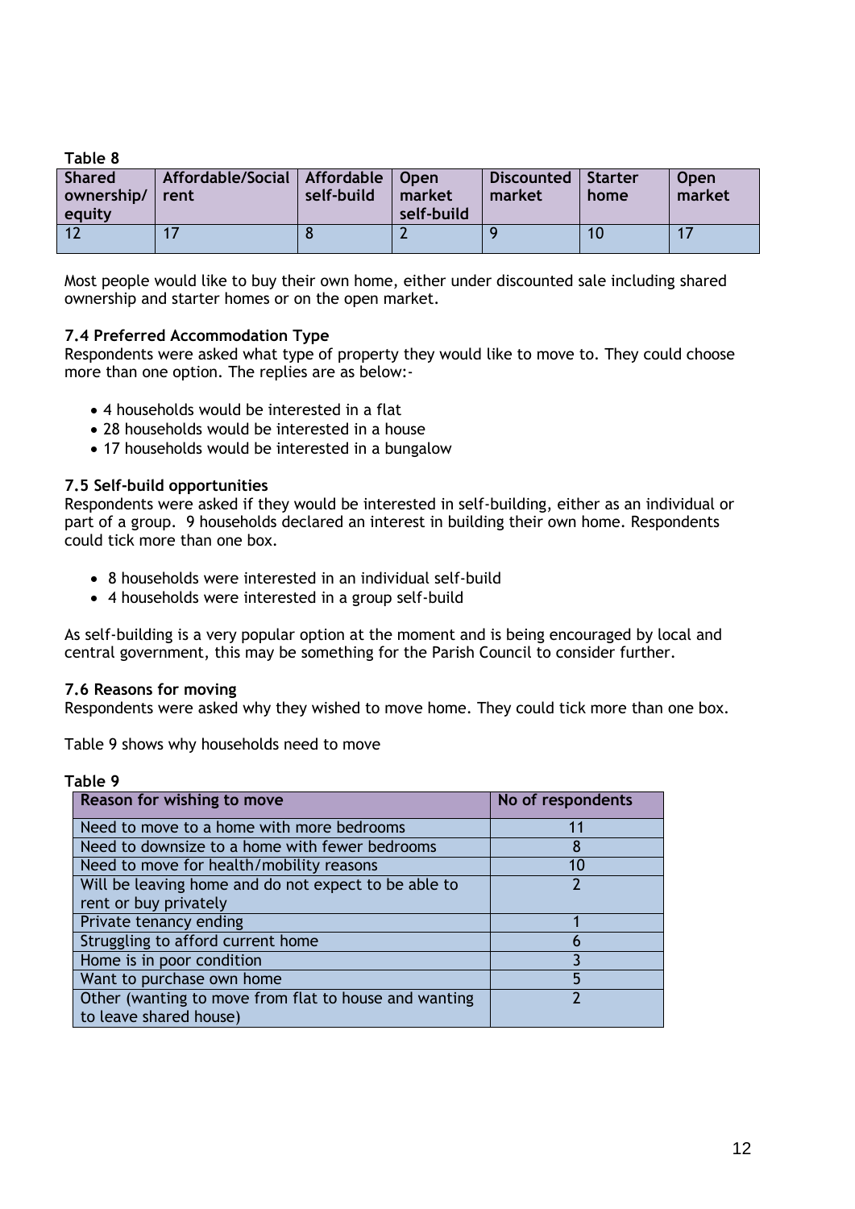**Table 8**

| Shared ownership/ equity | Affordable/Social rent | Affordable self-build | Open market self-build | Discounted market | Starter home | Open market |
|---|---|---|---|---|---|---|
| 12 | 17 | 8 | 2 | 9 | 10 | 17 |

Most people would like to buy their own home, either under discounted sale including shared ownership and starter homes or on the open market.

### 7.4 Preferred Accommodation Type

Respondents were asked what type of property they would like to move to. They could choose more than one option. The replies are as below:-

- 4 households would be interested in a flat
- 28 households would be interested in a house
- 17 households would be interested in a bungalow

### 7.5 Self-build opportunities

Respondents were asked if they would be interested in self-building, either as an individual or part of a group. 9 households declared an interest in building their own home. Respondents could tick more than one box.

- 8 households were interested in an individual self-build
- 4 households were interested in a group self-build

As self-building is a very popular option at the moment and is being encouraged by local and central government, this may be something for the Parish Council to consider further.

### 7.6 Reasons for moving

Respondents were asked why they wished to move home. They could tick more than one box.

Table 9 shows why households need to move

**Table 9**

| Reason for wishing to move | No of respondents |
|---|---|
| Need to move to a home with more bedrooms | 11 |
| Need to downsize to a home with fewer bedrooms | 8 |
| Need to move for health/mobility reasons | 10 |
| Will be leaving home and do not expect to be able to rent or buy privately | 2 |
| Private tenancy ending | 1 |
| Struggling to afford current home | 6 |
| Home is in poor condition | 3 |
| Want to purchase own home | 5 |
| Other (wanting to move from flat to house and wanting to leave shared house) | 2 |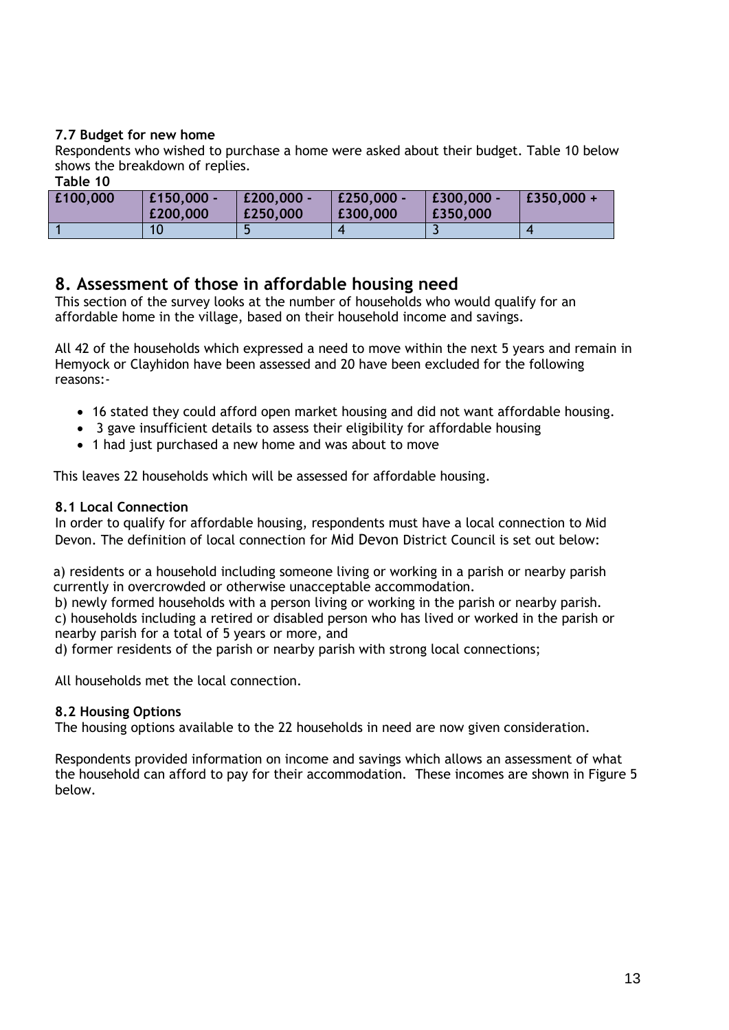### 7.7 Budget for new home

Respondents who wished to purchase a home were asked about their budget. Table 10 below shows the breakdown of replies.

**Table 10**

| £100,000 | £150,000 - £200,000 | £200,000 - £250,000 | £250,000 - £300,000 | £300,000 - £350,000 | £350,000 + |
|---|---|---|---|---|---|
| 1 | 10 | 5 | 4 | 3 | 4 |

## 8. Assessment of those in affordable housing need

This section of the survey looks at the number of households who would qualify for an affordable home in the village, based on their household income and savings.

All 42 of the households which expressed a need to move within the next 5 years and remain in Hemyock or Clayhidon have been assessed and 20 have been excluded for the following reasons:-

- 16 stated they could afford open market housing and did not want affordable housing.
- 3 gave insufficient details to assess their eligibility for affordable housing
- 1 had just purchased a new home and was about to move

This leaves 22 households which will be assessed for affordable housing.

### 8.1 Local Connection

In order to qualify for affordable housing, respondents must have a local connection to Mid Devon. The definition of local connection for Mid Devon District Council is set out below:

a) residents or a household including someone living or working in a parish or nearby parish currently in overcrowded or otherwise unacceptable accommodation.
b) newly formed households with a person living or working in the parish or nearby parish.
c) households including a retired or disabled person who has lived or worked in the parish or nearby parish for a total of 5 years or more, and
d) former residents of the parish or nearby parish with strong local connections;

All households met the local connection.

### 8.2 Housing Options

The housing options available to the 22 households in need are now given consideration.

Respondents provided information on income and savings which allows an assessment of what the household can afford to pay for their accommodation. These incomes are shown in Figure 5 below.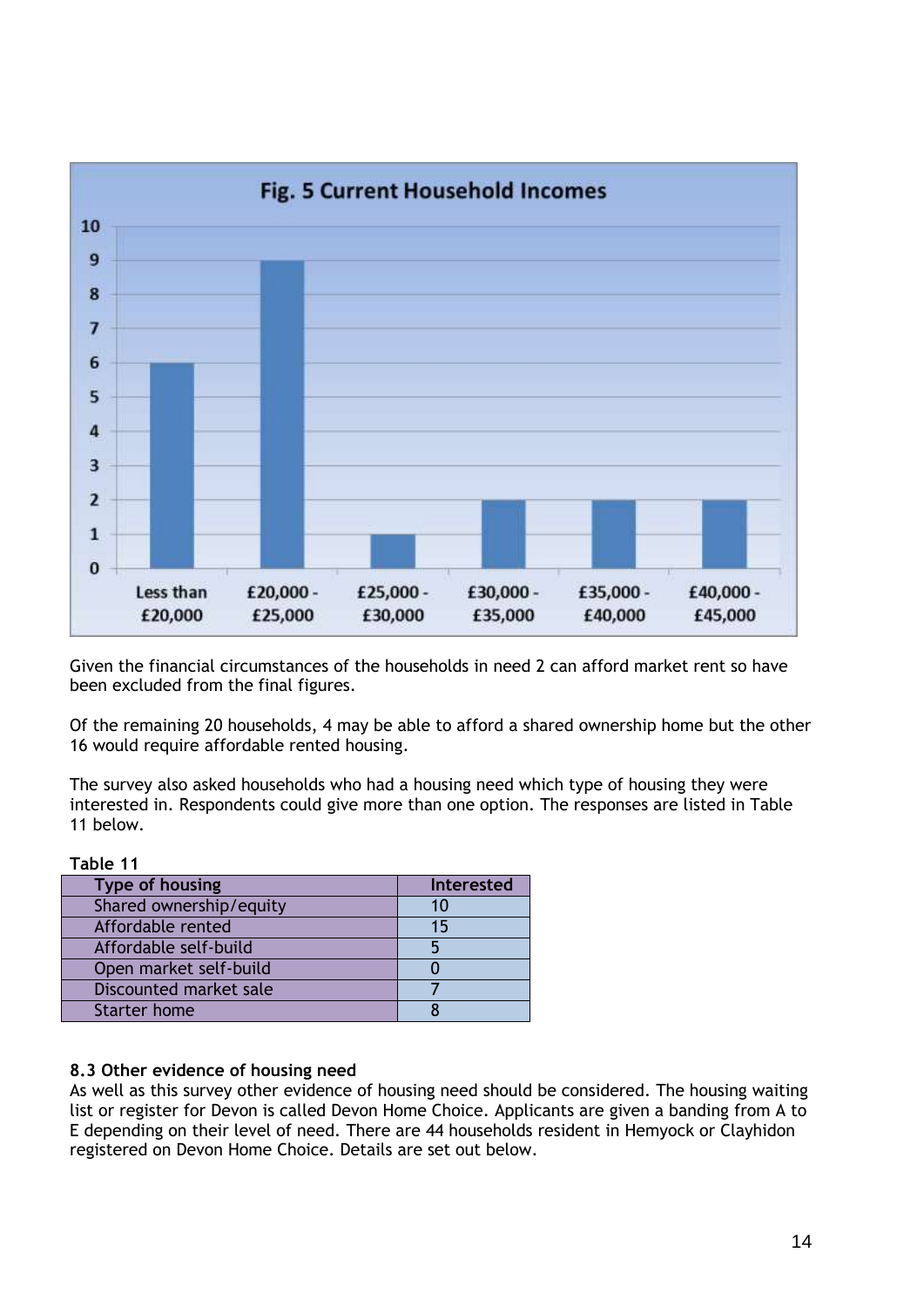**Fig. 5 Current Household Incomes**

Given the financial circumstances of the households in need 2 can afford market rent so have been excluded from the final figures.

Of the remaining 20 households, 4 may be able to afford a shared ownership home but the other 16 would require affordable rented housing.

The survey also asked households who had a housing need which type of housing they were interested in. Respondents could give more than one option. The responses are listed in Table 11 below.

**Table 11**

| Type of housing | Interested |
|---|---|
| Shared ownership/equity | 10 |
| Affordable rented | 15 |
| Affordable self-build | 5 |
| Open market self-build | 0 |
| Discounted market sale | 7 |
| Starter home | 8 |

### 8.3 Other evidence of housing need

As well as this survey other evidence of housing need should be considered. The housing waiting list or register for Devon is called Devon Home Choice. Applicants are given a banding from A to E depending on their level of need. There are 44 households resident in Hemyock or Clayhidon registered on Devon Home Choice. Details are set out below.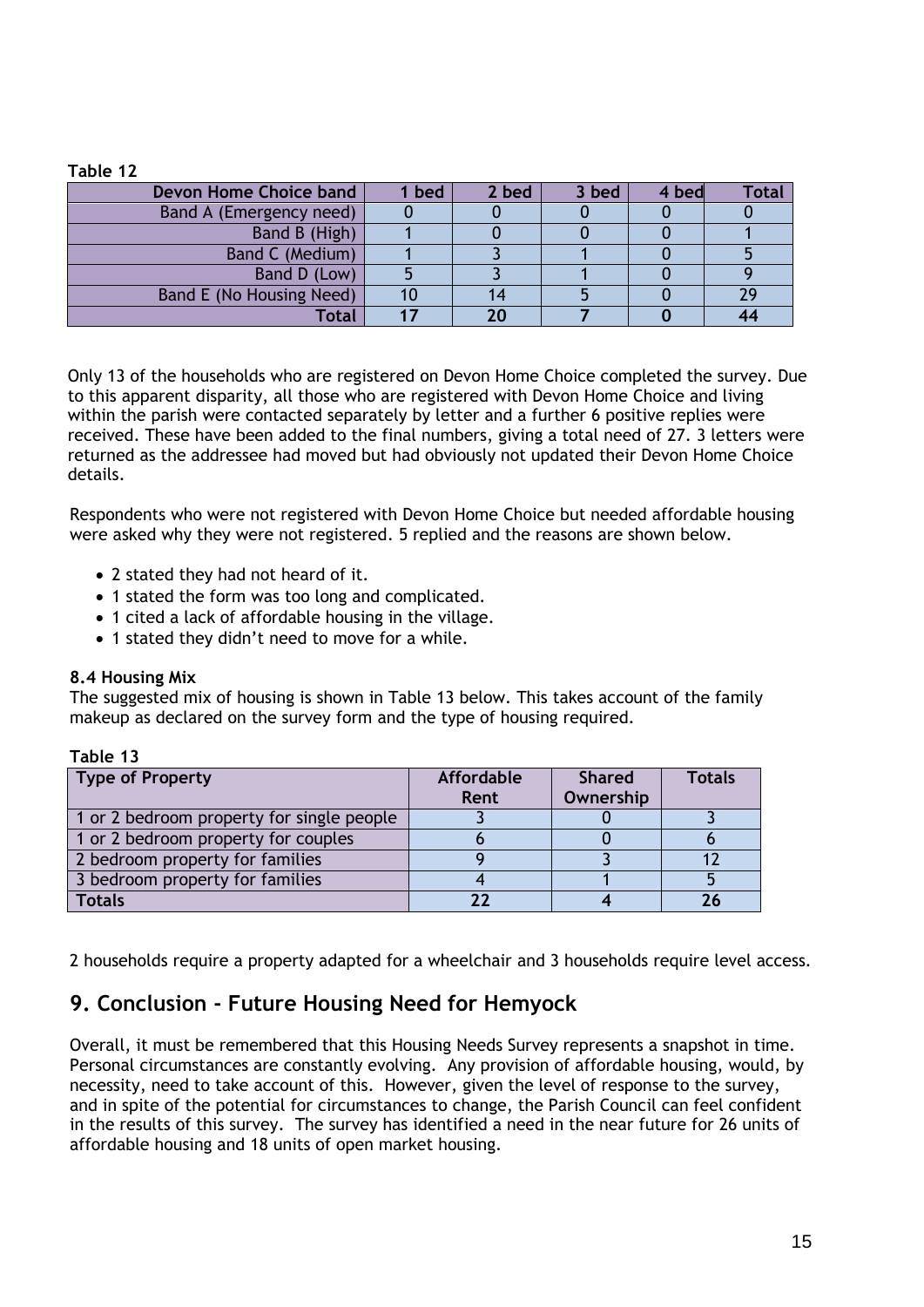**Table 12**

| Devon Home Choice band | 1 bed | 2 bed | 3 bed | 4 bed | Total |
|---|---|---|---|---|---|
| Band A (Emergency need) | 0 | 0 | 0 | 0 | 0 |
| Band B (High) | 1 | 0 | 0 | 0 | 1 |
| Band C (Medium) | 1 | 3 | 1 | 0 | 5 |
| Band D (Low) | 5 | 3 | 1 | 0 | 9 |
| Band E (No Housing Need) | 10 | 14 | 5 | 0 | 29 |
| **Total** | **17** | **20** | **7** | **0** | **44** |

Only 13 of the households who are registered on Devon Home Choice completed the survey. Due to this apparent disparity, all those who are registered with Devon Home Choice and living within the parish were contacted separately by letter and a further 6 positive replies were received. These have been added to the final numbers, giving a total need of 27. 3 letters were returned as the addressee had moved but had obviously not updated their Devon Home Choice details.

Respondents who were not registered with Devon Home Choice but needed affordable housing were asked why they were not registered. 5 replied and the reasons are shown below.

- 2 stated they had not heard of it.
- 1 stated the form was too long and complicated.
- 1 cited a lack of affordable housing in the village.
- 1 stated they didn't need to move for a while.

### 8.4 Housing Mix

The suggested mix of housing is shown in Table 13 below. This takes account of the family makeup as declared on the survey form and the type of housing required.

**Table 13**

| Type of Property | Affordable Rent | Shared Ownership | Totals |
|---|---|---|---|
| 1 or 2 bedroom property for single people | 3 | 0 | 3 |
| 1 or 2 bedroom property for couples | 6 | 0 | 6 |
| 2 bedroom property for families | 9 | 3 | 12 |
| 3 bedroom property for families | 4 | 1 | 5 |
| **Totals** | **22** | **4** | **26** |

2 households require a property adapted for a wheelchair and 3 households require level access.

## 9. Conclusion - Future Housing Need for Hemyock

Overall, it must be remembered that this Housing Needs Survey represents a snapshot in time. Personal circumstances are constantly evolving. Any provision of affordable housing, would, by necessity, need to take account of this. However, given the level of response to the survey, and in spite of the potential for circumstances to change, the Parish Council can feel confident in the results of this survey. The survey has identified a need in the near future for 26 units of affordable housing and 18 units of open market housing.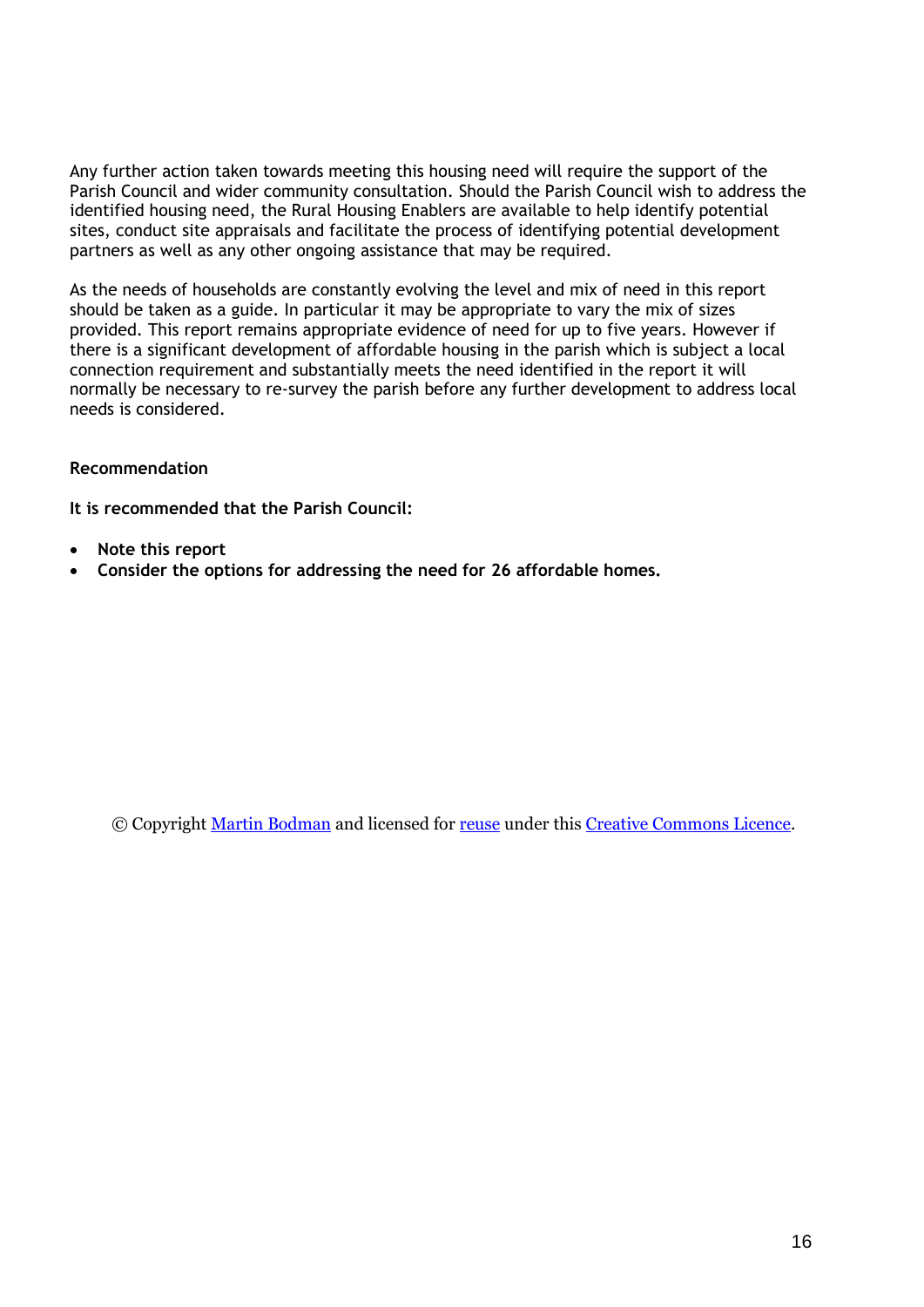Any further action taken towards meeting this housing need will require the support of the Parish Council and wider community consultation. Should the Parish Council wish to address the identified housing need, the Rural Housing Enablers are available to help identify potential sites, conduct site appraisals and facilitate the process of identifying potential development partners as well as any other ongoing assistance that may be required.

As the needs of households are constantly evolving the level and mix of need in this report should be taken as a guide. In particular it may be appropriate to vary the mix of sizes provided. This report remains appropriate evidence of need for up to five years. However if there is a significant development of affordable housing in the parish which is subject a local connection requirement and substantially meets the need identified in the report it will normally be necessary to re-survey the parish before any further development to address local needs is considered.

**Recommendation**

**It is recommended that the Parish Council:**

- **Note this report**
- **Consider the options for addressing the need for 26 affordable homes.**

© Copyright Martin Bodman and licensed for reuse under this Creative Commons Licence.